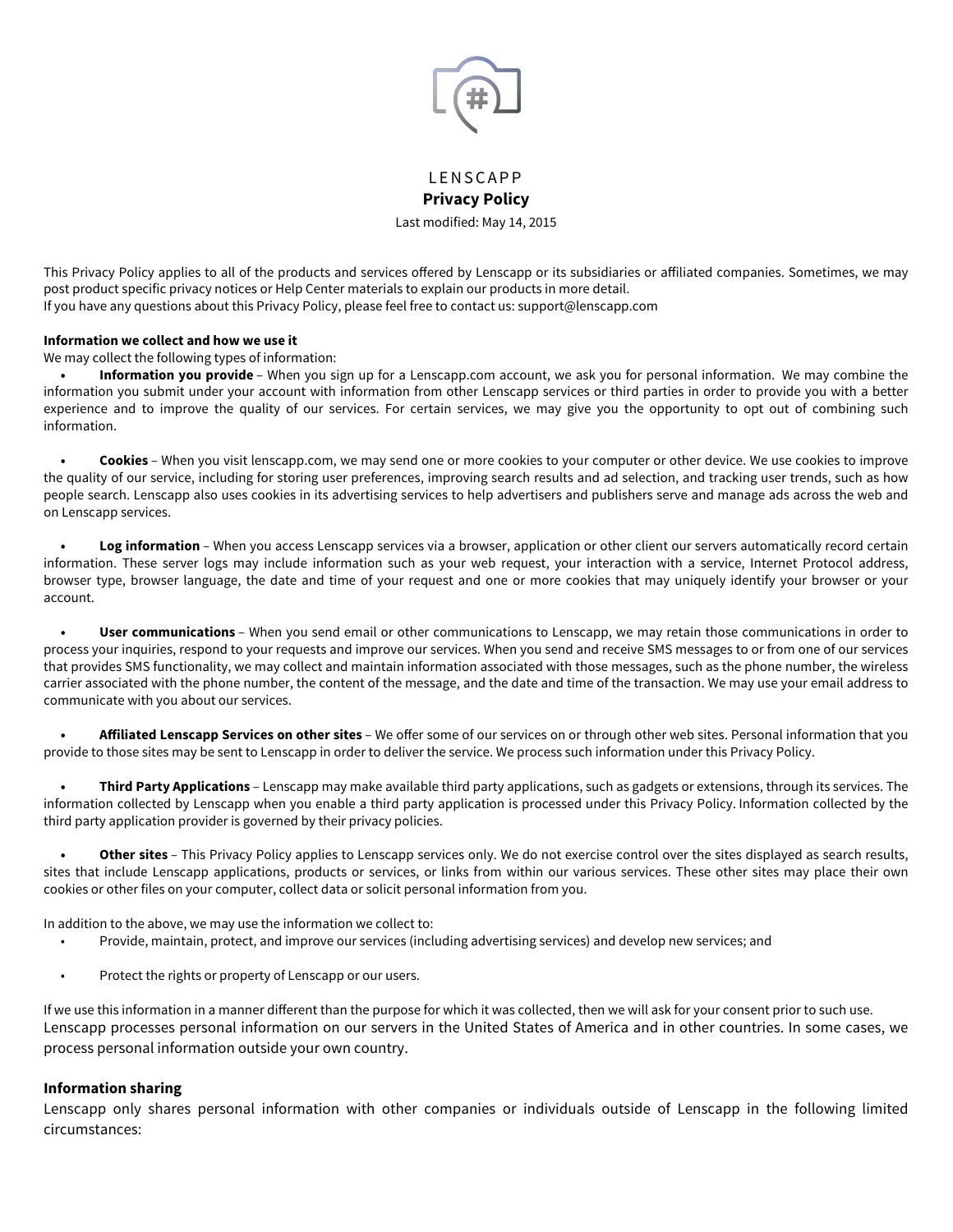# LENSCAPP

## Privacy Policy

Last modified: May 14, 2015

This Privacy Policy applies to all of the products and services offered by Lenscapp or its subsidiaries or affiliated companies. Sometimes, we may post product specific privacy notices or Help Center materials to explain our products in more detail.
If you have any questions about this Privacy Policy, please feel free to contact us: support@lenscapp.com

**Information we collect and how we use it**

We may collect the following types of information:

- **Information you provide** – When you sign up for a Lenscapp.com account, we ask you for personal information. We may combine the information you submit under your account with information from other Lenscapp services or third parties in order to provide you with a better experience and to improve the quality of our services. For certain services, we may give you the opportunity to opt out of combining such information.

- **Cookies** – When you visit lenscapp.com, we may send one or more cookies to your computer or other device. We use cookies to improve the quality of our service, including for storing user preferences, improving search results and ad selection, and tracking user trends, such as how people search. Lenscapp also uses cookies in its advertising services to help advertisers and publishers serve and manage ads across the web and on Lenscapp services.

- **Log information** – When you access Lenscapp services via a browser, application or other client our servers automatically record certain information. These server logs may include information such as your web request, your interaction with a service, Internet Protocol address, browser type, browser language, the date and time of your request and one or more cookies that may uniquely identify your browser or your account.

- **User communications** – When you send email or other communications to Lenscapp, we may retain those communications in order to process your inquiries, respond to your requests and improve our services. When you send and receive SMS messages to or from one of our services that provides SMS functionality, we may collect and maintain information associated with those messages, such as the phone number, the wireless carrier associated with the phone number, the content of the message, and the date and time of the transaction. We may use your email address to communicate with you about our services.

- **Affiliated Lenscapp Services on other sites** – We offer some of our services on or through other web sites. Personal information that you provide to those sites may be sent to Lenscapp in order to deliver the service. We process such information under this Privacy Policy.

- **Third Party Applications** – Lenscapp may make available third party applications, such as gadgets or extensions, through its services. The information collected by Lenscapp when you enable a third party application is processed under this Privacy Policy. Information collected by the third party application provider is governed by their privacy policies.

- **Other sites** – This Privacy Policy applies to Lenscapp services only. We do not exercise control over the sites displayed as search results, sites that include Lenscapp applications, products or services, or links from within our various services. These other sites may place their own cookies or other files on your computer, collect data or solicit personal information from you.

In addition to the above, we may use the information we collect to:

- Provide, maintain, protect, and improve our services (including advertising services) and develop new services; and

- Protect the rights or property of Lenscapp or our users.

If we use this information in a manner different than the purpose for which it was collected, then we will ask for your consent prior to such use.
Lenscapp processes personal information on our servers in the United States of America and in other countries. In some cases, we process personal information outside your own country.

### Information sharing

Lenscapp only shares personal information with other companies or individuals outside of Lenscapp in the following limited circumstances: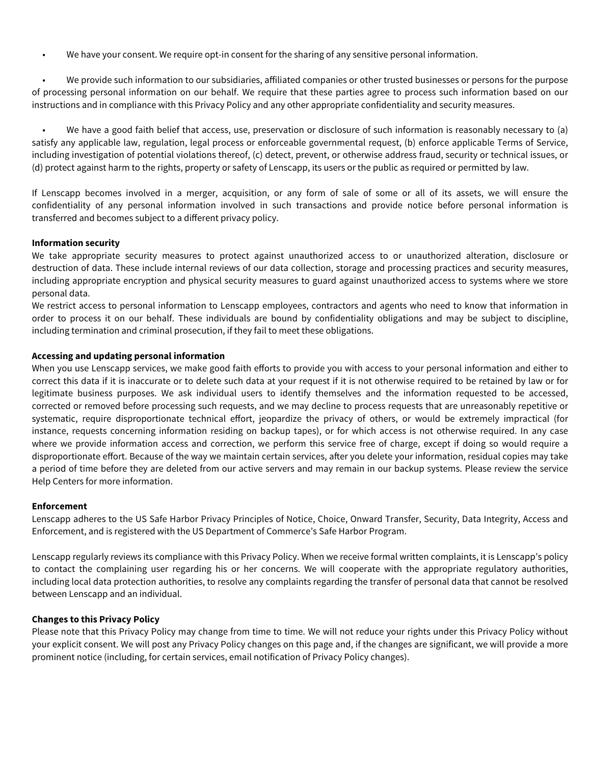- We have your consent. We require opt-in consent for the sharing of any sensitive personal information.

- We provide such information to our subsidiaries, affiliated companies or other trusted businesses or persons for the purpose of processing personal information on our behalf. We require that these parties agree to process such information based on our instructions and in compliance with this Privacy Policy and any other appropriate confidentiality and security measures.

- We have a good faith belief that access, use, preservation or disclosure of such information is reasonably necessary to (a) satisfy any applicable law, regulation, legal process or enforceable governmental request, (b) enforce applicable Terms of Service, including investigation of potential violations thereof, (c) detect, prevent, or otherwise address fraud, security or technical issues, or (d) protect against harm to the rights, property or safety of Lenscapp, its users or the public as required or permitted by law.

If Lenscapp becomes involved in a merger, acquisition, or any form of sale of some or all of its assets, we will ensure the confidentiality of any personal information involved in such transactions and provide notice before personal information is transferred and becomes subject to a different privacy policy.

**Information security**

We take appropriate security measures to protect against unauthorized access to or unauthorized alteration, disclosure or destruction of data. These include internal reviews of our data collection, storage and processing practices and security measures, including appropriate encryption and physical security measures to guard against unauthorized access to systems where we store personal data.

We restrict access to personal information to Lenscapp employees, contractors and agents who need to know that information in order to process it on our behalf. These individuals are bound by confidentiality obligations and may be subject to discipline, including termination and criminal prosecution, if they fail to meet these obligations.

**Accessing and updating personal information**

When you use Lenscapp services, we make good faith efforts to provide you with access to your personal information and either to correct this data if it is inaccurate or to delete such data at your request if it is not otherwise required to be retained by law or for legitimate business purposes. We ask individual users to identify themselves and the information requested to be accessed, corrected or removed before processing such requests, and we may decline to process requests that are unreasonably repetitive or systematic, require disproportionate technical effort, jeopardize the privacy of others, or would be extremely impractical (for instance, requests concerning information residing on backup tapes), or for which access is not otherwise required. In any case where we provide information access and correction, we perform this service free of charge, except if doing so would require a disproportionate effort. Because of the way we maintain certain services, after you delete your information, residual copies may take a period of time before they are deleted from our active servers and may remain in our backup systems. Please review the service Help Centers for more information.

**Enforcement**

Lenscapp adheres to the US Safe Harbor Privacy Principles of Notice, Choice, Onward Transfer, Security, Data Integrity, Access and Enforcement, and is registered with the US Department of Commerce's Safe Harbor Program.

Lenscapp regularly reviews its compliance with this Privacy Policy. When we receive formal written complaints, it is Lenscapp's policy to contact the complaining user regarding his or her concerns. We will cooperate with the appropriate regulatory authorities, including local data protection authorities, to resolve any complaints regarding the transfer of personal data that cannot be resolved between Lenscapp and an individual.

**Changes to this Privacy Policy**

Please note that this Privacy Policy may change from time to time. We will not reduce your rights under this Privacy Policy without your explicit consent. We will post any Privacy Policy changes on this page and, if the changes are significant, we will provide a more prominent notice (including, for certain services, email notification of Privacy Policy changes).